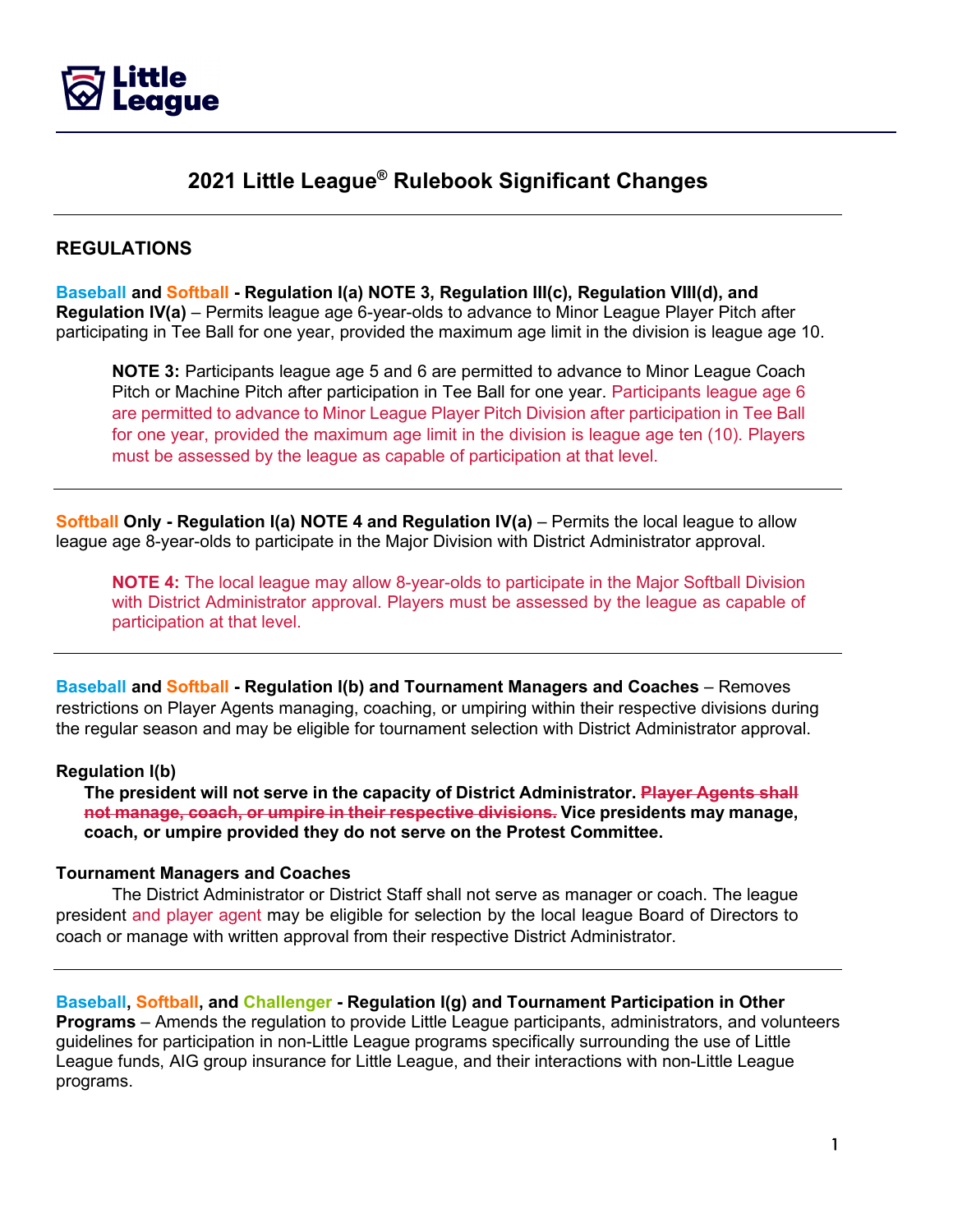# 2021 Little League® Rulebook Significant Changes

## REGULATIONS

**Baseball and Softball - Regulation I(a) NOTE 3, Regulation III(c), Regulation VIII(d), and Regulation IV(a)** – Permits league age 6-year-olds to advance to Minor League Player Pitch after participating in Tee Ball for one year, provided the maximum age limit in the division is league age 10.

> **NOTE 3:** Participants league age 5 and 6 are permitted to advance to Minor League Coach Pitch or Machine Pitch after participation in Tee Ball for one year. Participants league age 6 are permitted to advance to Minor League Player Pitch Division after participation in Tee Ball for one year, provided the maximum age limit in the division is league age ten (10). Players must be assessed by the league as capable of participation at that level.

---

**Softball Only - Regulation I(a) NOTE 4 and Regulation IV(a)** – Permits the local league to allow league age 8-year-olds to participate in the Major Division with District Administrator approval.

> **NOTE 4:** The local league may allow 8-year-olds to participate in the Major Softball Division with District Administrator approval. Players must be assessed by the league as capable of participation at that level.

---

**Baseball and Softball - Regulation I(b) and Tournament Managers and Coaches** – Removes restrictions on Player Agents managing, coaching, or umpiring within their respective divisions during the regular season and may be eligible for tournament selection with District Administrator approval.

**Regulation I(b)**

> **The president will not serve in the capacity of District Administrator. ~~Player Agents shall not manage, coach, or umpire in their respective divisions.~~ Vice presidents may manage, coach, or umpire provided they do not serve on the Protest Committee.**

**Tournament Managers and Coaches**

The District Administrator or District Staff shall not serve as manager or coach. The league president and player agent may be eligible for selection by the local league Board of Directors to coach or manage with written approval from their respective District Administrator.

---

**Baseball, Softball, and Challenger - Regulation I(g) and Tournament Participation in Other Programs** – Amends the regulation to provide Little League participants, administrators, and volunteers guidelines for participation in non-Little League programs specifically surrounding the use of Little League funds, AIG group insurance for Little League, and their interactions with non-Little League programs.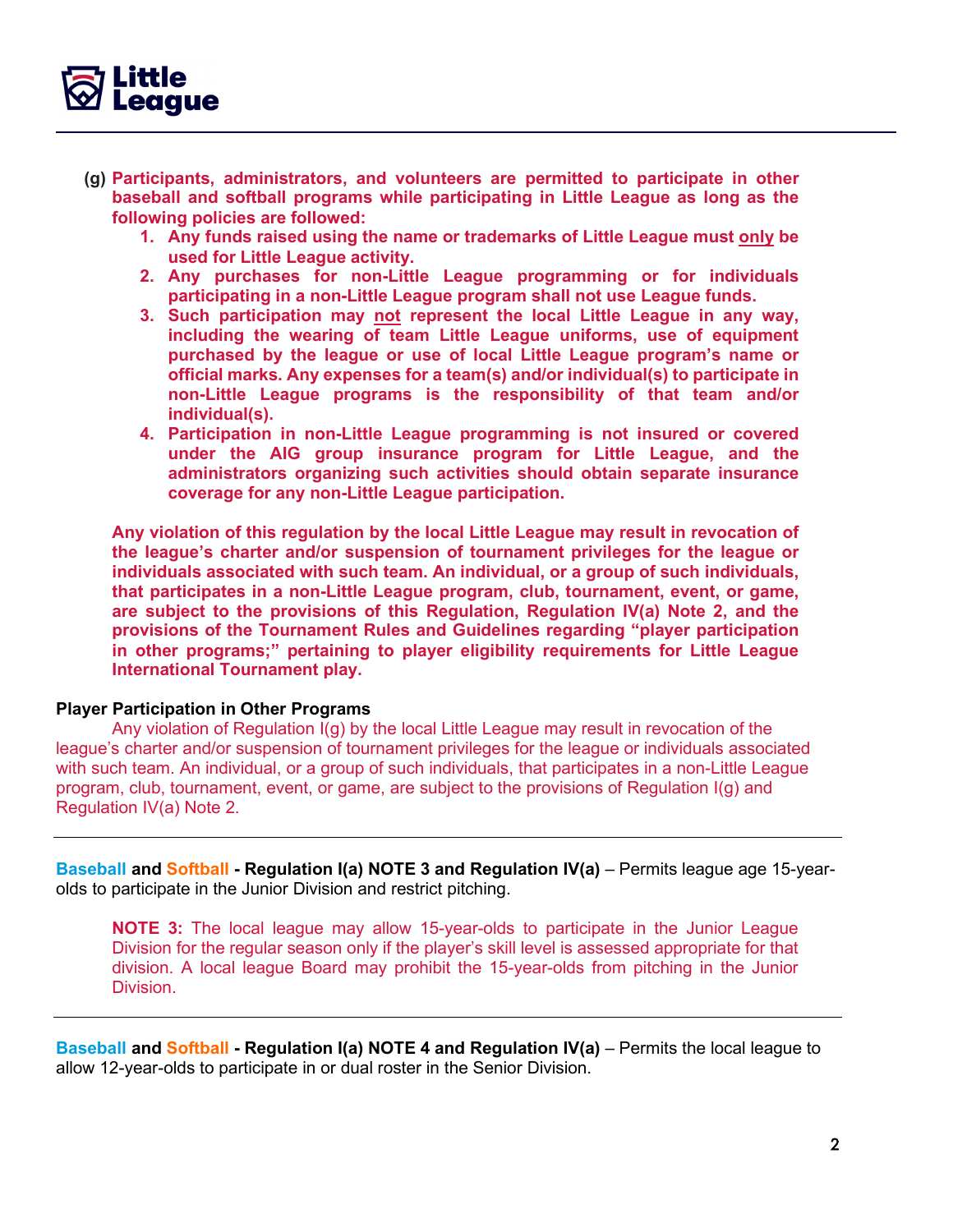**(g) Participants, administrators, and volunteers are permitted to participate in other baseball and softball programs while participating in Little League as long as the following policies are followed:**

1. **Any funds raised using the name or trademarks of Little League must only be used for Little League activity.**
2. **Any purchases for non-Little League programming or for individuals participating in a non-Little League program shall not use League funds.**
3. **Such participation may not represent the local Little League in any way, including the wearing of team Little League uniforms, use of equipment purchased by the league or use of local Little League program's name or official marks. Any expenses for a team(s) and/or individual(s) to participate in non-Little League programs is the responsibility of that team and/or individual(s).**
4. **Participation in non-Little League programming is not insured or covered under the AIG group insurance program for Little League, and the administrators organizing such activities should obtain separate insurance coverage for any non-Little League participation.**

**Any violation of this regulation by the local Little League may result in revocation of the league's charter and/or suspension of tournament privileges for the league or individuals associated with such team. An individual, or a group of such individuals, that participates in a non-Little League program, club, tournament, event, or game, are subject to the provisions of this Regulation, Regulation IV(a) Note 2, and the provisions of the Tournament Rules and Guidelines regarding "player participation in other programs;" pertaining to player eligibility requirements for Little League International Tournament play.**

**Player Participation in Other Programs**

Any violation of Regulation I(g) by the local Little League may result in revocation of the league's charter and/or suspension of tournament privileges for the league or individuals associated with such team. An individual, or a group of such individuals, that participates in a non-Little League program, club, tournament, event, or game, are subject to the provisions of Regulation I(g) and Regulation IV(a) Note 2.

---

**Baseball and Softball - Regulation I(a) NOTE 3 and Regulation IV(a)** – Permits league age 15-year-olds to participate in the Junior Division and restrict pitching.

**NOTE 3:** The local league may allow 15-year-olds to participate in the Junior League Division for the regular season only if the player's skill level is assessed appropriate for that division. A local league Board may prohibit the 15-year-olds from pitching in the Junior Division.

---

**Baseball and Softball - Regulation I(a) NOTE 4 and Regulation IV(a)** – Permits the local league to allow 12-year-olds to participate in or dual roster in the Senior Division.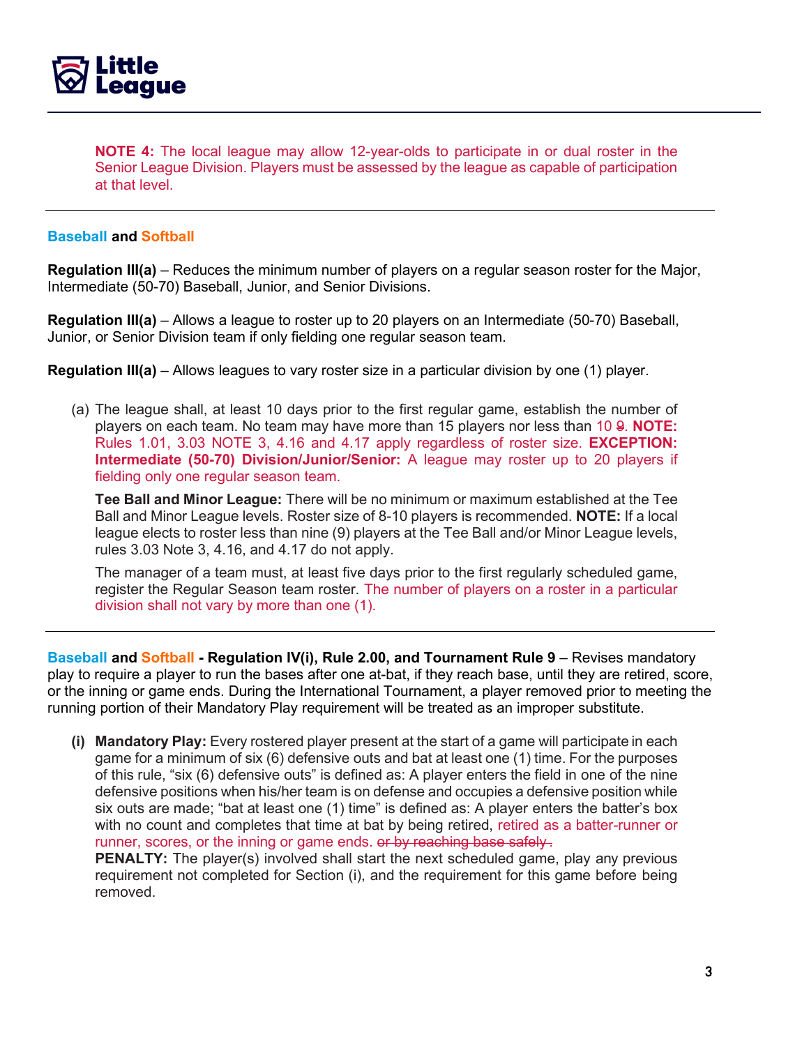**NOTE 4:** The local league may allow 12-year-olds to participate in or dual roster in the Senior League Division. Players must be assessed by the league as capable of participation at that level.

---

**Baseball and Softball**

**Regulation III(a)** – Reduces the minimum number of players on a regular season roster for the Major, Intermediate (50-70) Baseball, Junior, and Senior Divisions.

**Regulation III(a)** – Allows a league to roster up to 20 players on an Intermediate (50-70) Baseball, Junior, or Senior Division team if only fielding one regular season team.

**Regulation III(a)** – Allows leagues to vary roster size in a particular division by one (1) player.

(a) The league shall, at least 10 days prior to the first regular game, establish the number of players on each team. No team may have more than 15 players nor less than 10 ~~9~~. **NOTE:** Rules 1.01, 3.03 NOTE 3, 4.16 and 4.17 apply regardless of roster size. **EXCEPTION: Intermediate (50-70) Division/Junior/Senior:** A league may roster up to 20 players if fielding only one regular season team.

**Tee Ball and Minor League:** There will be no minimum or maximum established at the Tee Ball and Minor League levels. Roster size of 8-10 players is recommended. **NOTE:** If a local league elects to roster less than nine (9) players at the Tee Ball and/or Minor League levels, rules 3.03 Note 3, 4.16, and 4.17 do not apply.

The manager of a team must, at least five days prior to the first regularly scheduled game, register the Regular Season team roster. The number of players on a roster in a particular division shall not vary by more than one (1).

---

**Baseball and Softball - Regulation IV(i), Rule 2.00, and Tournament Rule 9** – Revises mandatory play to require a player to run the bases after one at-bat, if they reach base, until they are retired, score, or the inning or game ends. During the International Tournament, a player removed prior to meeting the running portion of their Mandatory Play requirement will be treated as an improper substitute.

**(i) Mandatory Play:** Every rostered player present at the start of a game will participate in each game for a minimum of six (6) defensive outs and bat at least one (1) time. For the purposes of this rule, "six (6) defensive outs" is defined as: A player enters the field in one of the nine defensive positions when his/her team is on defense and occupies a defensive position while six outs are made; "bat at least one (1) time" is defined as: A player enters the batter's box with no count and completes that time at bat by being retired, retired as a batter-runner or runner, scores, or the inning or game ends. ~~or by reaching base safely.~~
**PENALTY:** The player(s) involved shall start the next scheduled game, play any previous requirement not completed for Section (i), and the requirement for this game before being removed.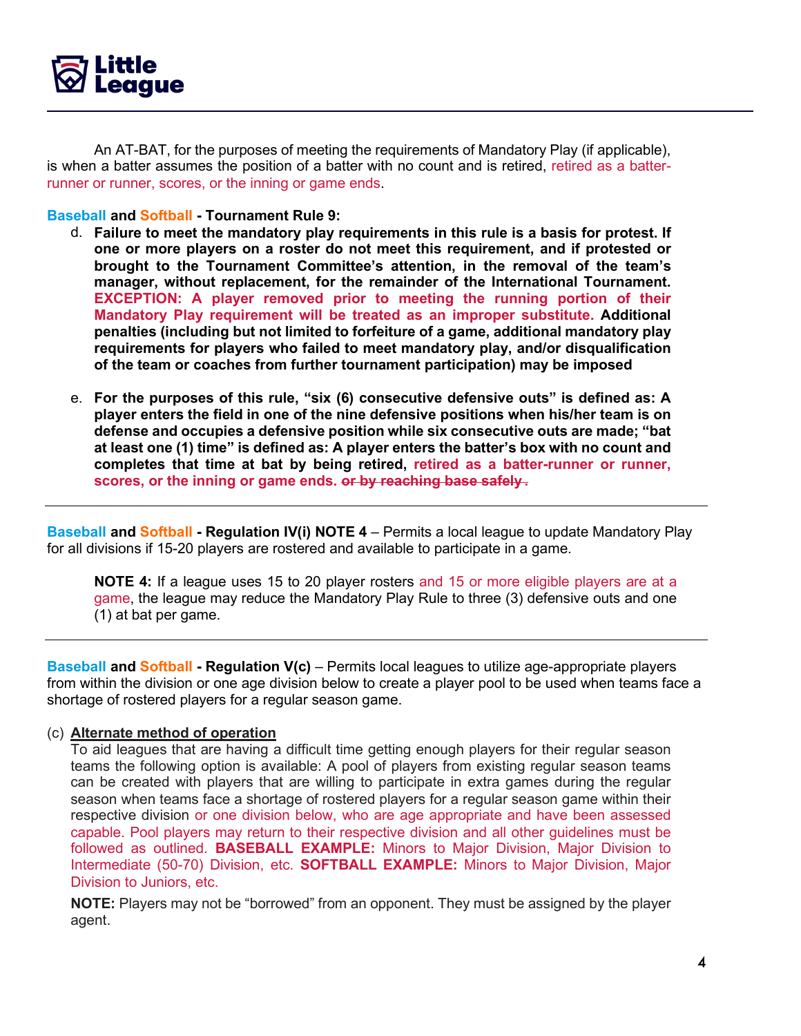An AT-BAT, for the purposes of meeting the requirements of Mandatory Play (if applicable), is when a batter assumes the position of a batter with no count and is retired, retired as a batter-runner or runner, scores, or the inning or game ends.

**Baseball and Softball - Tournament Rule 9:**

d. **Failure to meet the mandatory play requirements in this rule is a basis for protest. If one or more players on a roster do not meet this requirement, and if protested or brought to the Tournament Committee's attention, in the removal of the team's manager, without replacement, for the remainder of the International Tournament. EXCEPTION: A player removed prior to meeting the running portion of their Mandatory Play requirement will be treated as an improper substitute. Additional penalties (including but not limited to forfeiture of a game, additional mandatory play requirements for players who failed to meet mandatory play, and/or disqualification of the team or coaches from further tournament participation) may be imposed**

e. **For the purposes of this rule, "six (6) consecutive defensive outs" is defined as: A player enters the field in one of the nine defensive positions when his/her team is on defense and occupies a defensive position while six consecutive outs are made; "bat at least one (1) time" is defined as: A player enters the batter's box with no count and completes that time at bat by being retired, retired as a batter-runner or runner, scores, or the inning or game ends. ~~or by reaching base safely~~ .**

---

**Baseball and Softball - Regulation IV(i) NOTE 4** – Permits a local league to update Mandatory Play for all divisions if 15-20 players are rostered and available to participate in a game.

> **NOTE 4:** If a league uses 15 to 20 player rosters and 15 or more eligible players are at a game, the league may reduce the Mandatory Play Rule to three (3) defensive outs and one (1) at bat per game.

---

**Baseball and Softball - Regulation V(c)** – Permits local leagues to utilize age-appropriate players from within the division or one age division below to create a player pool to be used when teams face a shortage of rostered players for a regular season game.

(c) **Alternate method of operation**

To aid leagues that are having a difficult time getting enough players for their regular season teams the following option is available: A pool of players from existing regular season teams can be created with players that are willing to participate in extra games during the regular season when teams face a shortage of rostered players for a regular season game within their respective division or one division below, who are age appropriate and have been assessed capable. Pool players may return to their respective division and all other guidelines must be followed as outlined. **BASEBALL EXAMPLE:** Minors to Major Division, Major Division to Intermediate (50-70) Division, etc. **SOFTBALL EXAMPLE:** Minors to Major Division, Major Division to Juniors, etc.

**NOTE:** Players may not be "borrowed" from an opponent. They must be assigned by the player agent.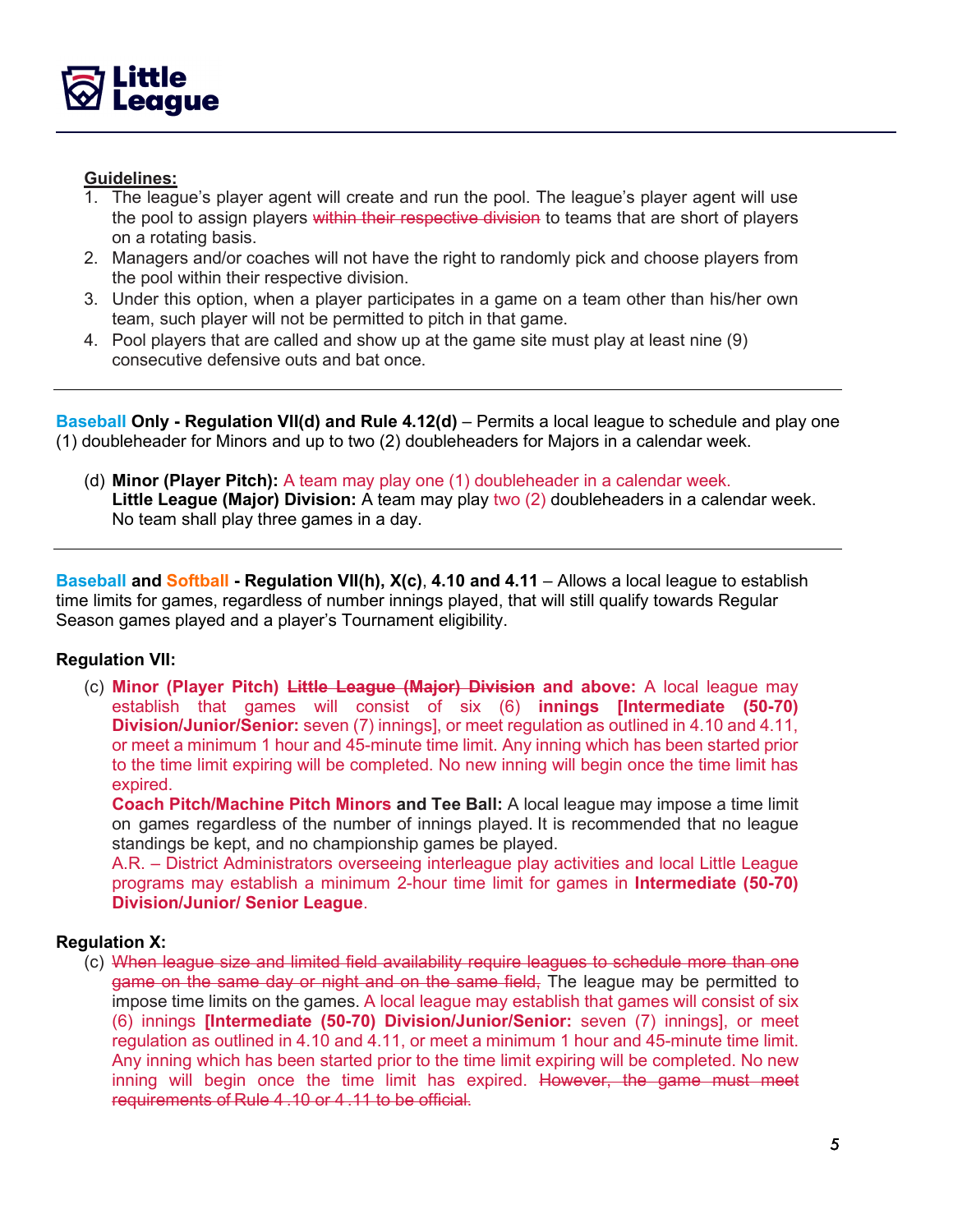**Guidelines:**

1. The league's player agent will create and run the pool. The league's player agent will use the pool to assign players ~~within their respective division~~ to teams that are short of players on a rotating basis.
2. Managers and/or coaches will not have the right to randomly pick and choose players from the pool within their respective division.
3. Under this option, when a player participates in a game on a team other than his/her own team, such player will not be permitted to pitch in that game.
4. Pool players that are called and show up at the game site must play at least nine (9) consecutive defensive outs and bat once.

---

**Baseball Only - Regulation VII(d) and Rule 4.12(d)** – Permits a local league to schedule and play one (1) doubleheader for Minors and up to two (2) doubleheaders for Majors in a calendar week.

(d) **Minor (Player Pitch):** A team may play one (1) doubleheader in a calendar week.
**Little League (Major) Division:** A team may play two (2) doubleheaders in a calendar week. No team shall play three games in a day.

---

**Baseball and Softball - Regulation VII(h), X(c), 4.10 and 4.11** – Allows a local league to establish time limits for games, regardless of number innings played, that will still qualify towards Regular Season games played and a player's Tournament eligibility.

**Regulation VII:**

(c) **Minor (Player Pitch) ~~Little League (Major) Division~~ and above:** A local league may establish that games will consist of six (6) **innings [Intermediate (50-70) Division/Junior/Senior:** seven (7) innings], or meet regulation as outlined in 4.10 and 4.11, or meet a minimum 1 hour and 45-minute time limit. Any inning which has been started prior to the time limit expiring will be completed. No new inning will begin once the time limit has expired.
**Coach Pitch/Machine Pitch Minors and Tee Ball:** A local league may impose a time limit on games regardless of the number of innings played. It is recommended that no league standings be kept, and no championship games be played.
A.R. – District Administrators overseeing interleague play activities and local Little League programs may establish a minimum 2-hour time limit for games in **Intermediate (50-70) Division/Junior/ Senior League**.

**Regulation X:**

(c) ~~When league size and limited field availability require leagues to schedule more than one game on the same day or night and on the same field,~~ The league may be permitted to impose time limits on the games. A local league may establish that games will consist of six (6) innings **[Intermediate (50-70) Division/Junior/Senior:** seven (7) innings], or meet regulation as outlined in 4.10 and 4.11, or meet a minimum 1 hour and 45-minute time limit. Any inning which has been started prior to the time limit expiring will be completed. No new inning will begin once the time limit has expired. ~~However, the game must meet requirements of Rule 4.10 or 4.11 to be official.~~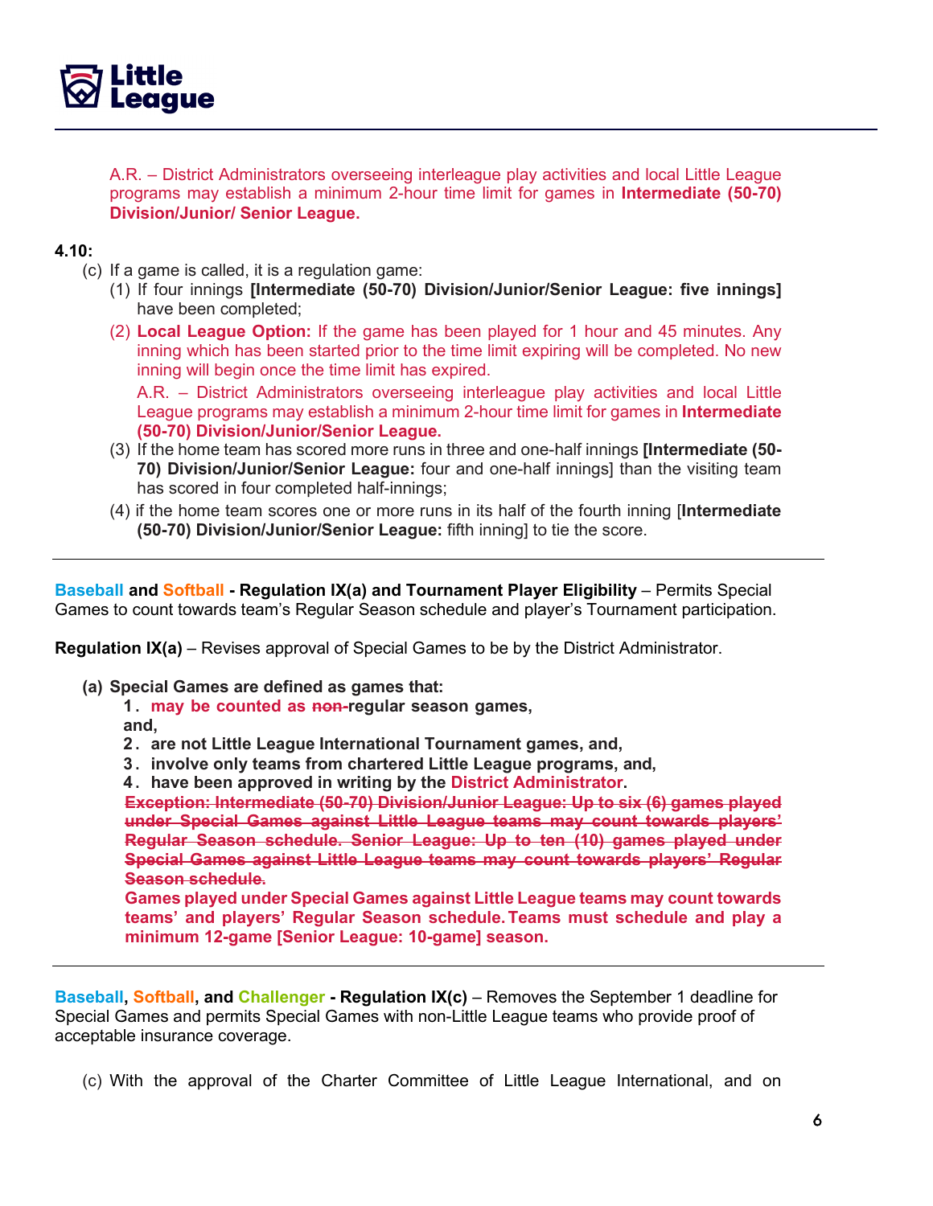A.R. – District Administrators overseeing interleague play activities and local Little League programs may establish a minimum 2-hour time limit for games in **Intermediate (50-70) Division/Junior/ Senior League.**

**4.10:**

(c) If a game is called, it is a regulation game:

(1) If four innings **[Intermediate (50-70) Division/Junior/Senior League: five innings]** have been completed;

(2) **Local League Option:** If the game has been played for 1 hour and 45 minutes. Any inning which has been started prior to the time limit expiring will be completed. No new inning will begin once the time limit has expired.

A.R. – District Administrators overseeing interleague play activities and local Little League programs may establish a minimum 2-hour time limit for games in **Intermediate (50-70) Division/Junior/Senior League.**

(3) If the home team has scored more runs in three and one-half innings **[Intermediate (50-70) Division/Junior/Senior League:** four and one-half innings] than the visiting team has scored in four completed half-innings;

(4) if the home team scores one or more runs in its half of the fourth inning [**Intermediate (50-70) Division/Junior/Senior League:** fifth inning] to tie the score.

---

**Baseball and Softball - Regulation IX(a) and Tournament Player Eligibility** – Permits Special Games to count towards team's Regular Season schedule and player's Tournament participation.

**Regulation IX(a)** – Revises approval of Special Games to be by the District Administrator.

**(a) Special Games are defined as games that:**

**1. may be counted as ~~non-~~regular season games,**
**and,**
**2. are not Little League International Tournament games, and,**
**3. involve only teams from chartered Little League programs, and,**
**4. have been approved in writing by the District Administrator.**

~~**Exception: Intermediate (50-70) Division/Junior League: Up to six (6) games played under Special Games against Little League teams may count towards players' Regular Season schedule. Senior League: Up to ten (10) games played under Special Games against Little League teams may count towards players' Regular Season schedule.**~~

**Games played under Special Games against Little League teams may count towards teams' and players' Regular Season schedule. Teams must schedule and play a minimum 12-game [Senior League: 10-game] season.**

---

**Baseball, Softball, and Challenger - Regulation IX(c)** – Removes the September 1 deadline for Special Games and permits Special Games with non-Little League teams who provide proof of acceptable insurance coverage.

(c) With the approval of the Charter Committee of Little League International, and on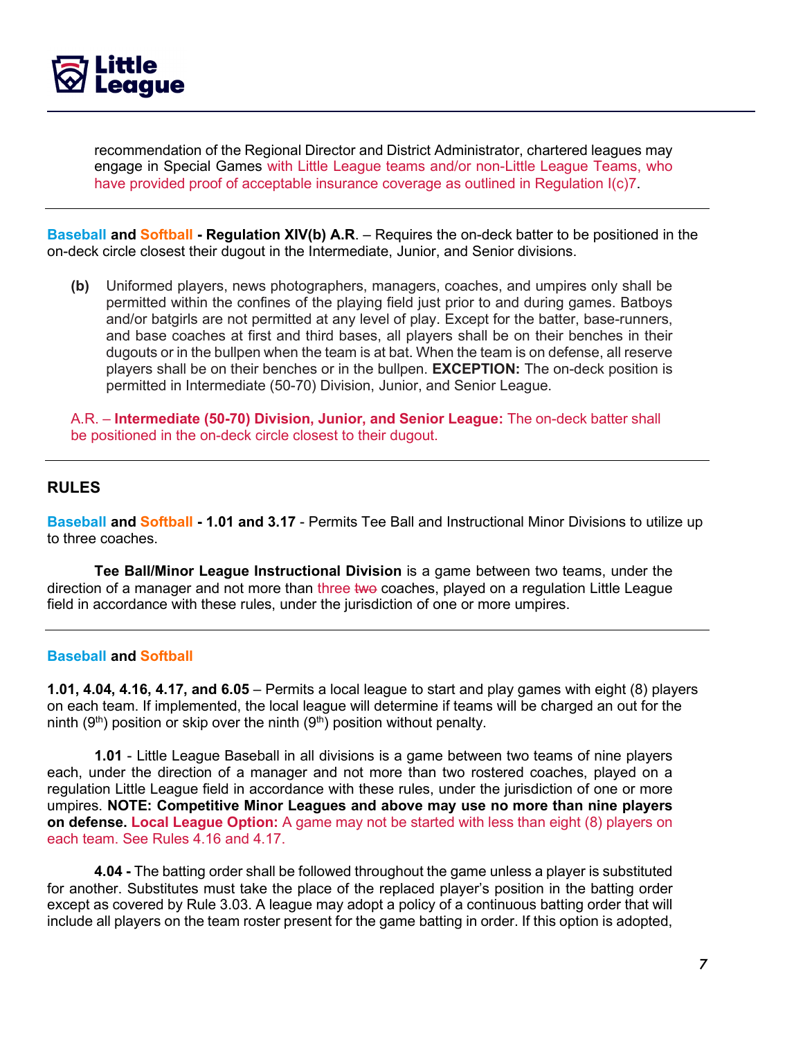recommendation of the Regional Director and District Administrator, chartered leagues may engage in Special Games with Little League teams and/or non-Little League Teams, who have provided proof of acceptable insurance coverage as outlined in Regulation I(c)7.

---

**Baseball and Softball - Regulation XIV(b) A.R**. – Requires the on-deck batter to be positioned in the on-deck circle closest their dugout in the Intermediate, Junior, and Senior divisions.

**(b)** Uniformed players, news photographers, managers, coaches, and umpires only shall be permitted within the confines of the playing field just prior to and during games. Batboys and/or batgirls are not permitted at any level of play. Except for the batter, base-runners, and base coaches at first and third bases, all players shall be on their benches in their dugouts or in the bullpen when the team is at bat. When the team is on defense, all reserve players shall be on their benches or in the bullpen. **EXCEPTION:** The on-deck position is permitted in Intermediate (50-70) Division, Junior, and Senior League.

A.R. – **Intermediate (50-70) Division, Junior, and Senior League:** The on-deck batter shall be positioned in the on-deck circle closest to their dugout.

---

## RULES

**Baseball and Softball - 1.01 and 3.17** - Permits Tee Ball and Instructional Minor Divisions to utilize up to three coaches.

**Tee Ball/Minor League Instructional Division** is a game between two teams, under the direction of a manager and not more than three ~~two~~ coaches, played on a regulation Little League field in accordance with these rules, under the jurisdiction of one or more umpires.

---

**Baseball and Softball**

**1.01, 4.04, 4.16, 4.17, and 6.05** – Permits a local league to start and play games with eight (8) players on each team. If implemented, the local league will determine if teams will be charged an out for the ninth (9th) position or skip over the ninth (9th) position without penalty.

**1.01** - Little League Baseball in all divisions is a game between two teams of nine players each, under the direction of a manager and not more than two rostered coaches, played on a regulation Little League field in accordance with these rules, under the jurisdiction of one or more umpires. **NOTE: Competitive Minor Leagues and above may use no more than nine players on defense. Local League Option:** A game may not be started with less than eight (8) players on each team. See Rules 4.16 and 4.17.

**4.04 -** The batting order shall be followed throughout the game unless a player is substituted for another. Substitutes must take the place of the replaced player's position in the batting order except as covered by Rule 3.03. A league may adopt a policy of a continuous batting order that will include all players on the team roster present for the game batting in order. If this option is adopted,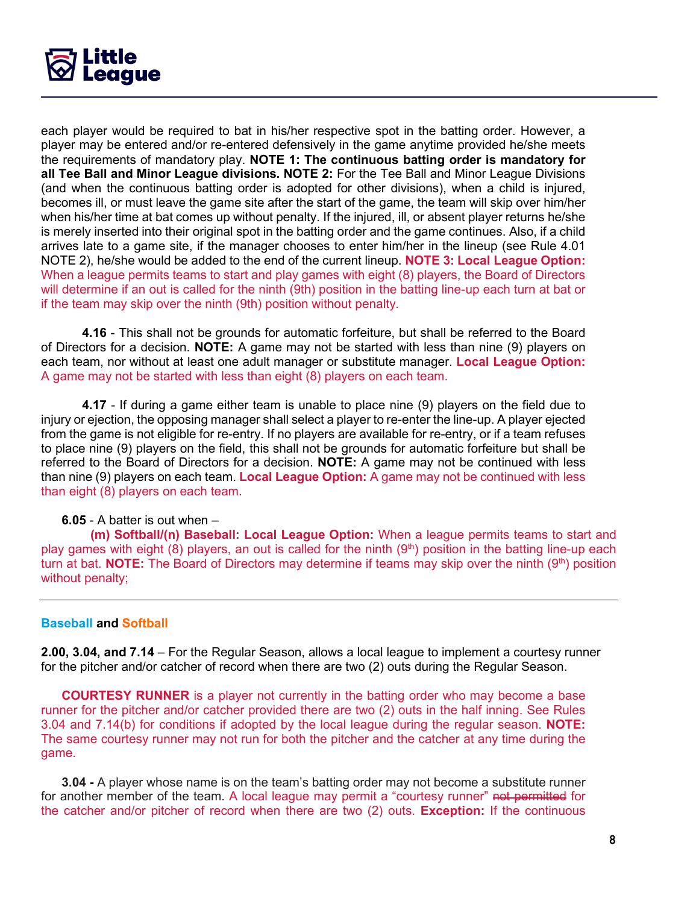each player would be required to bat in his/her respective spot in the batting order. However, a player may be entered and/or re-entered defensively in the game anytime provided he/she meets the requirements of mandatory play. **NOTE 1: The continuous batting order is mandatory for all Tee Ball and Minor League divisions. NOTE 2:** For the Tee Ball and Minor League Divisions (and when the continuous batting order is adopted for other divisions), when a child is injured, becomes ill, or must leave the game site after the start of the game, the team will skip over him/her when his/her time at bat comes up without penalty. If the injured, ill, or absent player returns he/she is merely inserted into their original spot in the batting order and the game continues. Also, if a child arrives late to a game site, if the manager chooses to enter him/her in the lineup (see Rule 4.01 NOTE 2), he/she would be added to the end of the current lineup. **NOTE 3: Local League Option:** When a league permits teams to start and play games with eight (8) players, the Board of Directors will determine if an out is called for the ninth (9th) position in the batting line-up each turn at bat or if the team may skip over the ninth (9th) position without penalty.

**4.16** - This shall not be grounds for automatic forfeiture, but shall be referred to the Board of Directors for a decision. **NOTE:** A game may not be started with less than nine (9) players on each team, nor without at least one adult manager or substitute manager. **Local League Option:** A game may not be started with less than eight (8) players on each team.

**4.17** - If during a game either team is unable to place nine (9) players on the field due to injury or ejection, the opposing manager shall select a player to re-enter the line-up. A player ejected from the game is not eligible for re-entry. If no players are available for re-entry, or if a team refuses to place nine (9) players on the field, this shall not be grounds for automatic forfeiture but shall be referred to the Board of Directors for a decision. **NOTE:** A game may not be continued with less than nine (9) players on each team. **Local League Option:** A game may not be continued with less than eight (8) players on each team.

**6.05** - A batter is out when –

**(m) Softball/(n) Baseball: Local League Option:** When a league permits teams to start and play games with eight (8) players, an out is called for the ninth (9th) position in the batting line-up each turn at bat. **NOTE:** The Board of Directors may determine if teams may skip over the ninth (9th) position without penalty;

---

**Baseball and Softball**

**2.00, 3.04, and 7.14** – For the Regular Season, allows a local league to implement a courtesy runner for the pitcher and/or catcher of record when there are two (2) outs during the Regular Season.

**COURTESY RUNNER** is a player not currently in the batting order who may become a base runner for the pitcher and/or catcher provided there are two (2) outs in the half inning. See Rules 3.04 and 7.14(b) for conditions if adopted by the local league during the regular season. **NOTE:** The same courtesy runner may not run for both the pitcher and the catcher at any time during the game.

**3.04 -** A player whose name is on the team's batting order may not become a substitute runner for another member of the team. A local league may permit a "courtesy runner" ~~not permitted~~ for the catcher and/or pitcher of record when there are two (2) outs. **Exception:** If the continuous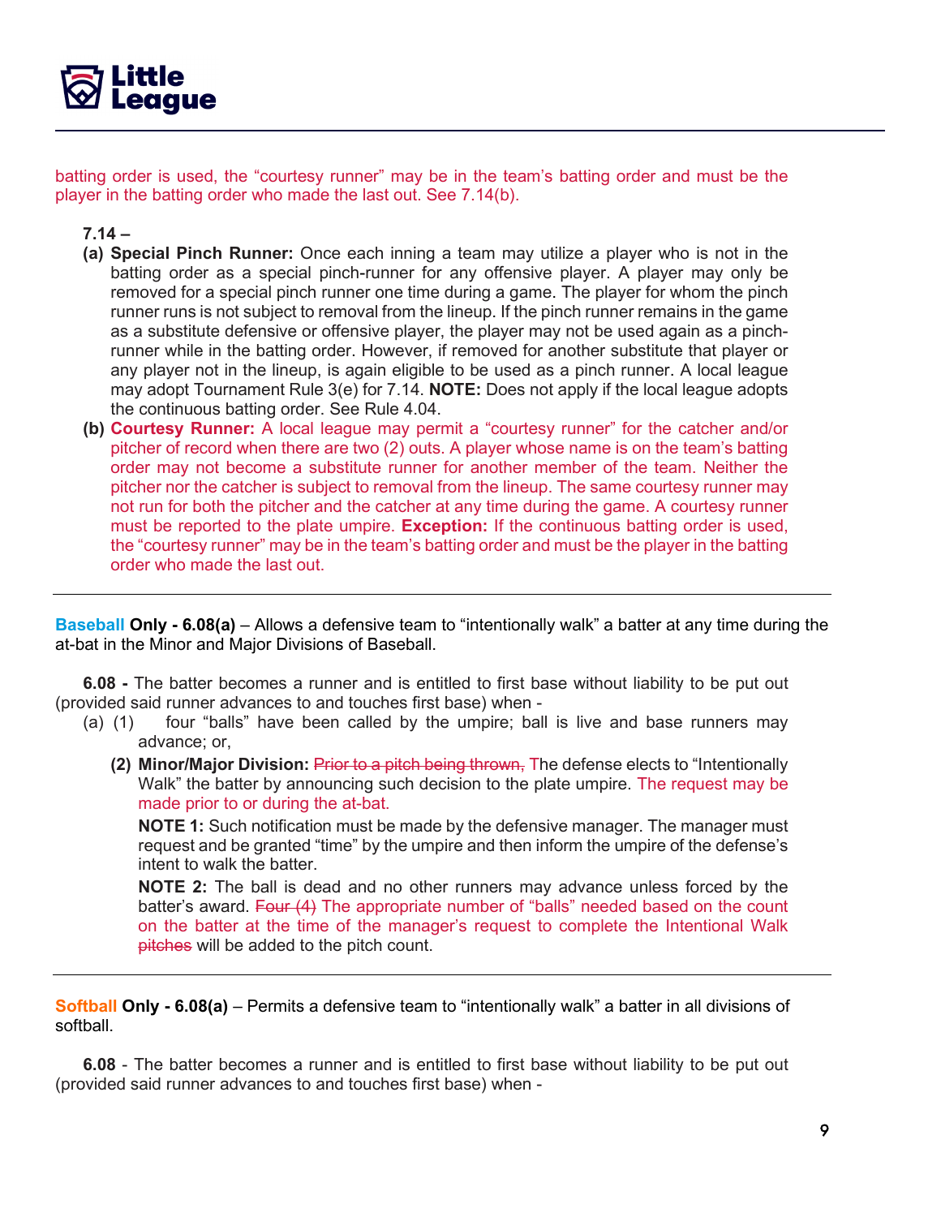batting order is used, the "courtesy runner" may be in the team's batting order and must be the player in the batting order who made the last out. See 7.14(b).

**7.14 –**

**(a) Special Pinch Runner:** Once each inning a team may utilize a player who is not in the batting order as a special pinch-runner for any offensive player. A player may only be removed for a special pinch runner one time during a game. The player for whom the pinch runner runs is not subject to removal from the lineup. If the pinch runner remains in the game as a substitute defensive or offensive player, the player may not be used again as a pinch-runner while in the batting order. However, if removed for another substitute that player or any player not in the lineup, is again eligible to be used as a pinch runner. A local league may adopt Tournament Rule 3(e) for 7.14. **NOTE:** Does not apply if the local league adopts the continuous batting order. See Rule 4.04.

**(b) Courtesy Runner:** A local league may permit a "courtesy runner" for the catcher and/or pitcher of record when there are two (2) outs. A player whose name is on the team's batting order may not become a substitute runner for another member of the team. Neither the pitcher nor the catcher is subject to removal from the lineup. The same courtesy runner may not run for both the pitcher and the catcher at any time during the game. A courtesy runner must be reported to the plate umpire. **Exception:** If the continuous batting order is used, the "courtesy runner" may be in the team's batting order and must be the player in the batting order who made the last out.

---

**Baseball Only - 6.08(a)** – Allows a defensive team to "intentionally walk" a batter at any time during the at-bat in the Minor and Major Divisions of Baseball.

**6.08 -** The batter becomes a runner and is entitled to first base without liability to be put out (provided said runner advances to and touches first base) when -

(a) (1) four "balls" have been called by the umpire; ball is live and base runners may advance; or,

**(2) Minor/Major Division:** ~~Prior to a pitch being thrown,~~ The defense elects to "Intentionally Walk" the batter by announcing such decision to the plate umpire. The request may be made prior to or during the at-bat.

**NOTE 1:** Such notification must be made by the defensive manager. The manager must request and be granted "time" by the umpire and then inform the umpire of the defense's intent to walk the batter.

**NOTE 2:** The ball is dead and no other runners may advance unless forced by the batter's award. ~~Four (4)~~ The appropriate number of "balls" needed based on the count on the batter at the time of the manager's request to complete the Intentional Walk ~~pitches~~ will be added to the pitch count.

---

**Softball Only - 6.08(a)** – Permits a defensive team to "intentionally walk" a batter in all divisions of softball.

**6.08** - The batter becomes a runner and is entitled to first base without liability to be put out (provided said runner advances to and touches first base) when -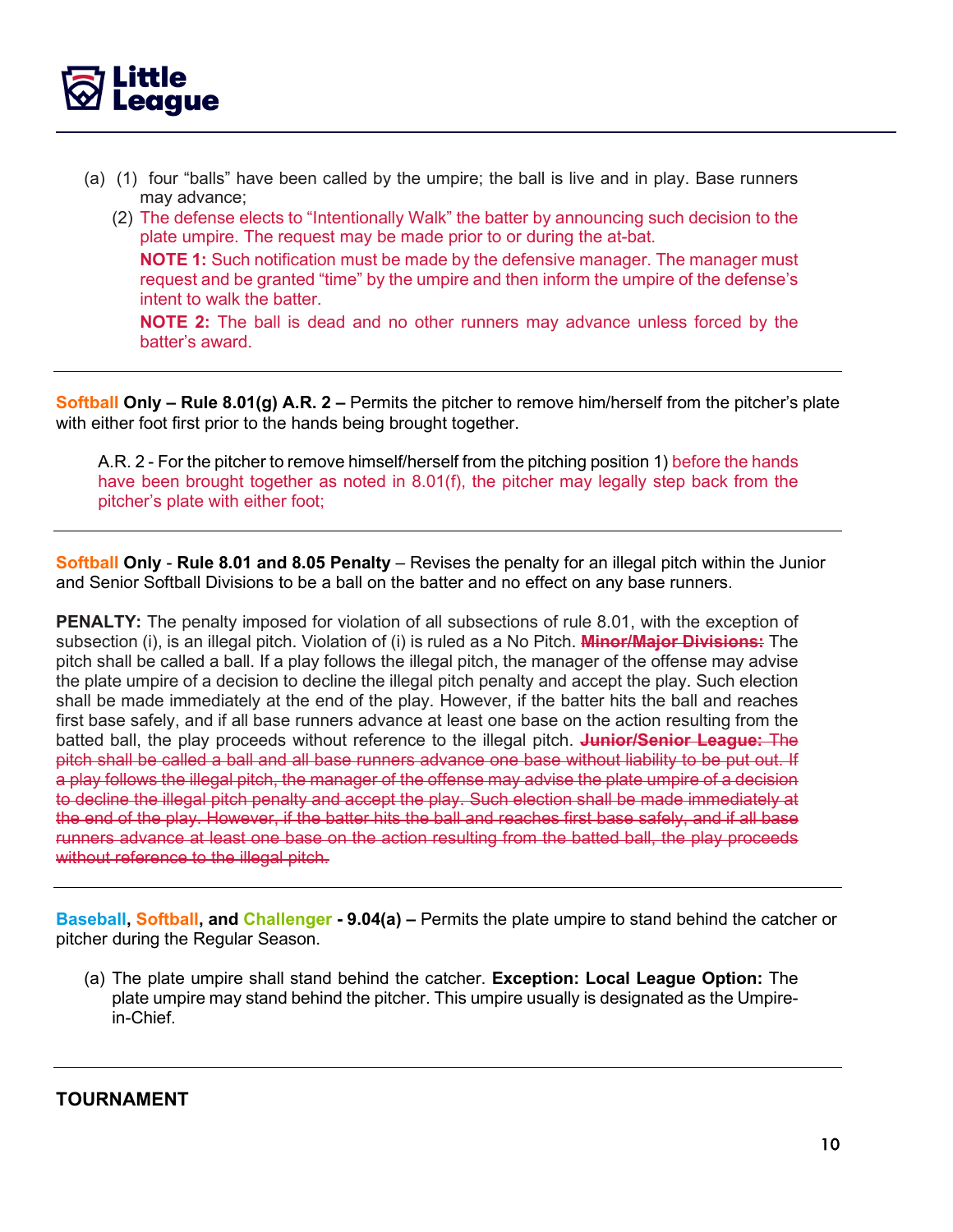(a) (1) four "balls" have been called by the umpire; the ball is live and in play. Base runners may advance;

(2) The defense elects to "Intentionally Walk" the batter by announcing such decision to the plate umpire. The request may be made prior to or during the at-bat.

**NOTE 1:** Such notification must be made by the defensive manager. The manager must request and be granted "time" by the umpire and then inform the umpire of the defense's intent to walk the batter.

**NOTE 2:** The ball is dead and no other runners may advance unless forced by the batter's award.

---

**Softball Only – Rule 8.01(g) A.R. 2 –** Permits the pitcher to remove him/herself from the pitcher's plate with either foot first prior to the hands being brought together.

A.R. 2 - For the pitcher to remove himself/herself from the pitching position 1) before the hands have been brought together as noted in 8.01(f), the pitcher may legally step back from the pitcher's plate with either foot;

---

**Softball Only - Rule 8.01 and 8.05 Penalty** – Revises the penalty for an illegal pitch within the Junior and Senior Softball Divisions to be a ball on the batter and no effect on any base runners.

**PENALTY:** The penalty imposed for violation of all subsections of rule 8.01, with the exception of subsection (i), is an illegal pitch. Violation of (i) is ruled as a No Pitch. ~~**Minor/Major Divisions:**~~ The pitch shall be called a ball. If a play follows the illegal pitch, the manager of the offense may advise the plate umpire of a decision to decline the illegal pitch penalty and accept the play. Such election shall be made immediately at the end of the play. However, if the batter hits the ball and reaches first base safely, and if all base runners advance at least one base on the action resulting from the batted ball, the play proceeds without reference to the illegal pitch. ~~**Junior/Senior League:** The pitch shall be called a ball and all base runners advance one base without liability to be put out. If a play follows the illegal pitch, the manager of the offense may advise the plate umpire of a decision to decline the illegal pitch penalty and accept the play. Such election shall be made immediately at the end of the play. However, if the batter hits the ball and reaches first base safely, and if all base runners advance at least one base on the action resulting from the batted ball, the play proceeds without reference to the illegal pitch.~~

---

**Baseball, Softball, and Challenger - 9.04(a) –** Permits the plate umpire to stand behind the catcher or pitcher during the Regular Season.

(a) The plate umpire shall stand behind the catcher. **Exception: Local League Option:** The plate umpire may stand behind the pitcher. This umpire usually is designated as the Umpire-in-Chief.

---

**TOURNAMENT**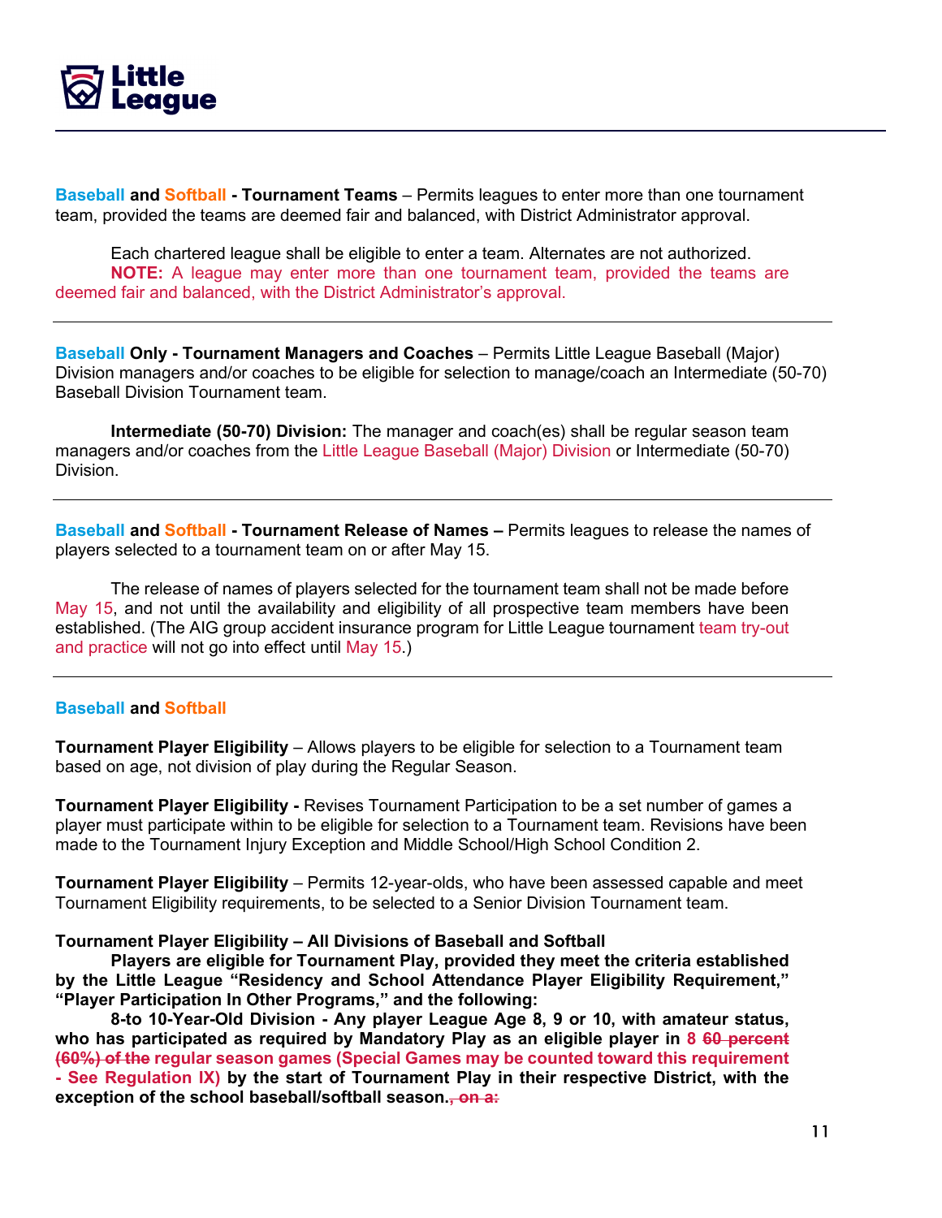**Baseball and Softball - Tournament Teams** – Permits leagues to enter more than one tournament team, provided the teams are deemed fair and balanced, with District Administrator approval.

Each chartered league shall be eligible to enter a team. Alternates are not authorized.
**NOTE:** A league may enter more than one tournament team, provided the teams are deemed fair and balanced, with the District Administrator's approval.

---

**Baseball Only - Tournament Managers and Coaches** – Permits Little League Baseball (Major) Division managers and/or coaches to be eligible for selection to manage/coach an Intermediate (50-70) Baseball Division Tournament team.

**Intermediate (50-70) Division:** The manager and coach(es) shall be regular season team managers and/or coaches from the Little League Baseball (Major) Division or Intermediate (50-70) Division.

---

**Baseball and Softball - Tournament Release of Names –** Permits leagues to release the names of players selected to a tournament team on or after May 15.

The release of names of players selected for the tournament team shall not be made before May 15, and not until the availability and eligibility of all prospective team members have been established. (The AIG group accident insurance program for Little League tournament team try-out and practice will not go into effect until May 15.)

---

**Baseball and Softball**

**Tournament Player Eligibility** – Allows players to be eligible for selection to a Tournament team based on age, not division of play during the Regular Season.

**Tournament Player Eligibility -** Revises Tournament Participation to be a set number of games a player must participate within to be eligible for selection to a Tournament team. Revisions have been made to the Tournament Injury Exception and Middle School/High School Condition 2.

**Tournament Player Eligibility** – Permits 12-year-olds, who have been assessed capable and meet Tournament Eligibility requirements, to be selected to a Senior Division Tournament team.

**Tournament Player Eligibility – All Divisions of Baseball and Softball**

**Players are eligible for Tournament Play, provided they meet the criteria established by the Little League "Residency and School Attendance Player Eligibility Requirement," "Player Participation In Other Programs," and the following:**

**8-to 10-Year-Old Division - Any player League Age 8, 9 or 10, with amateur status, who has participated as required by Mandatory Play as an eligible player in 8 ~~60 percent (60%) of the~~ regular season games (Special Games may be counted toward this requirement - See Regulation IX) by the start of Tournament Play in their respective District, with the exception of the school baseball/softball season.~~, on a:~~**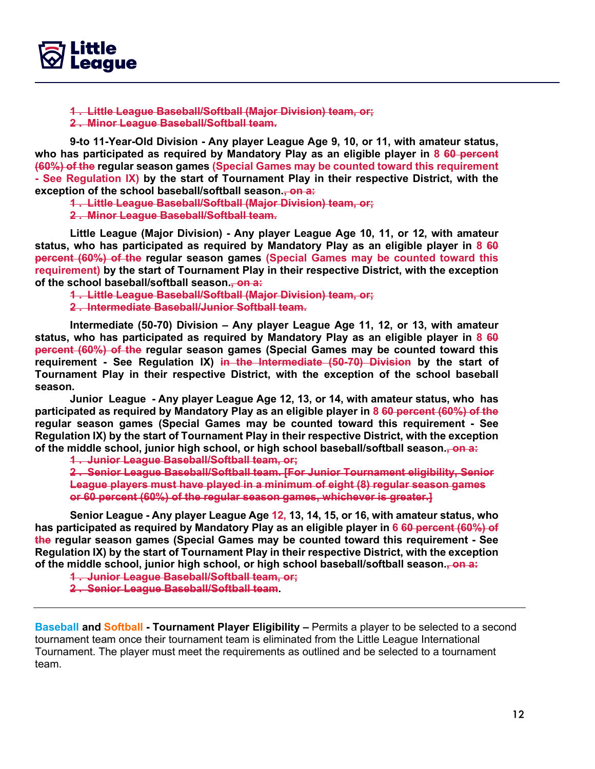~~1 . Little League Baseball/Softball (Major Division) team, or;~~
~~2 . Minor League Baseball/Softball team.~~

**9-to 11-Year-Old Division - Any player League Age 9, 10, or 11, with amateur status, who has participated as required by Mandatory Play as an eligible player in 8 ~~60 percent (60%) of the~~ regular season games (Special Games may be counted toward this requirement - See Regulation IX) by the start of Tournament Play in their respective District, with the exception of the school baseball/softball season.~~, on a:~~**

~~1 . Little League Baseball/Softball (Major Division) team, or;~~
~~2 . Minor League Baseball/Softball team.~~

**Little League (Major Division) - Any player League Age 10, 11, or 12, with amateur status, who has participated as required by Mandatory Play as an eligible player in 8 ~~60 percent (60%) of the~~ regular season games (Special Games may be counted toward this requirement) by the start of Tournament Play in their respective District, with the exception of the school baseball/softball season.~~, on a:~~**

~~1 . Little League Baseball/Softball (Major Division) team, or;~~
~~2 . Intermediate Baseball/Junior Softball team.~~

**Intermediate (50-70) Division – Any player League Age 11, 12, or 13, with amateur status, who has participated as required by Mandatory Play as an eligible player in 8 ~~60 percent (60%) of the~~ regular season games (Special Games may be counted toward this requirement - See Regulation IX) ~~in the Intermediate (50-70) Division~~ by the start of Tournament Play in their respective District, with the exception of the school baseball season.**

**Junior League - Any player League Age 12, 13, or 14, with amateur status, who has participated as required by Mandatory Play as an eligible player in 8 ~~60 percent (60%) of the~~ regular season games (Special Games may be counted toward this requirement - See Regulation IX) by the start of Tournament Play in their respective District, with the exception of the middle school, junior high school, or high school baseball/softball season.~~, on a:~~**

~~1 . Junior League Baseball/Softball team, or;~~
~~2 . Senior League Baseball/Softball team. [For Junior Tournament eligibility, Senior League players must have played in a minimum of eight (8) regular season games or 60 percent (60%) of the regular season games, whichever is greater.]~~

**Senior League - Any player League Age 12, 13, 14, 15, or 16, with amateur status, who has participated as required by Mandatory Play as an eligible player in 6 ~~60 percent (60%) of the~~ regular season games (Special Games may be counted toward this requirement - See Regulation IX) by the start of Tournament Play in their respective District, with the exception of the middle school, junior high school, or high school baseball/softball season.~~, on a:~~**

~~1 . Junior League Baseball/Softball team, or;~~
~~2 . Senior League Baseball/Softball team~~.

---

**Baseball and Softball - Tournament Player Eligibility –** Permits a player to be selected to a second tournament team once their tournament team is eliminated from the Little League International Tournament. The player must meet the requirements as outlined and be selected to a tournament team.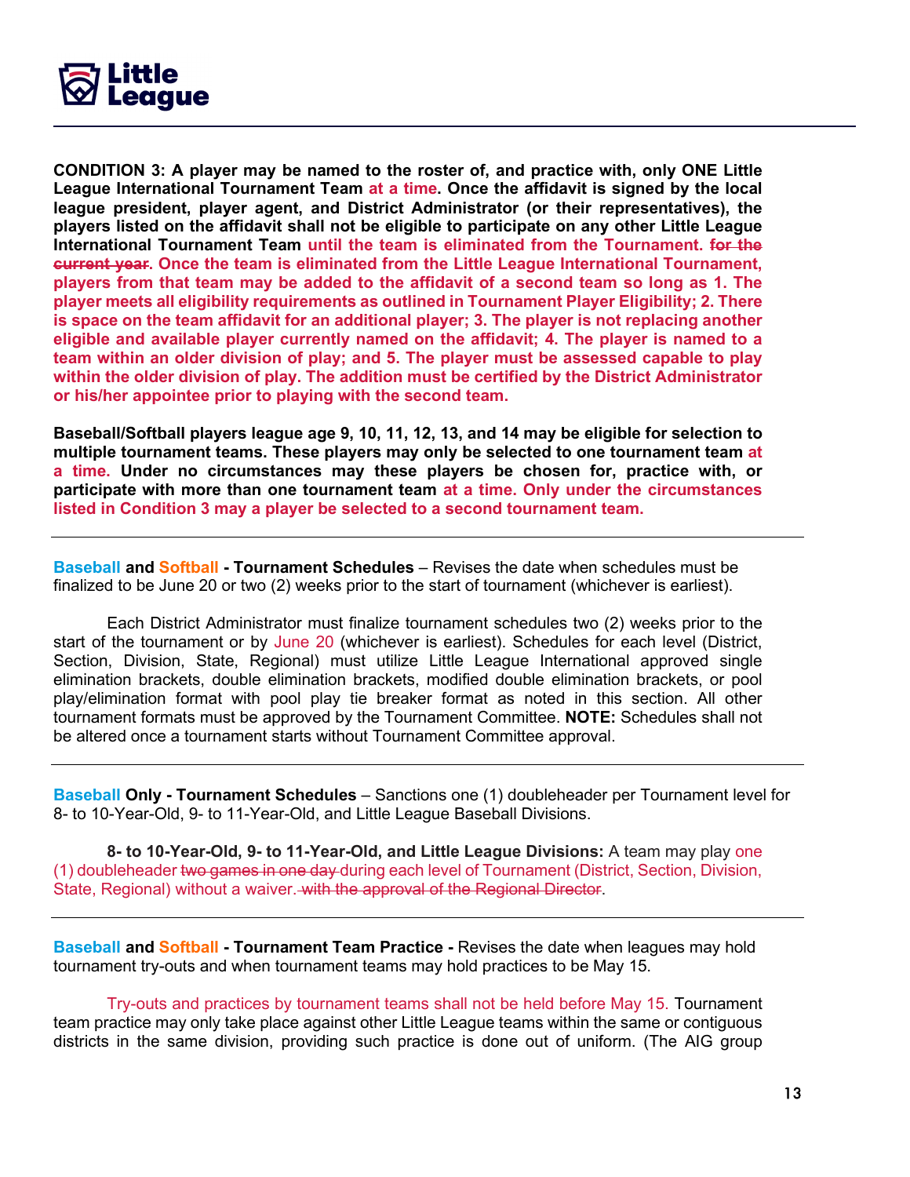**CONDITION 3: A player may be named to the roster of, and practice with, only ONE Little League International Tournament Team at a time. Once the affidavit is signed by the local league president, player agent, and District Administrator (or their representatives), the players listed on the affidavit shall not be eligible to participate on any other Little League International Tournament Team until the team is eliminated from the Tournament. ~~for the current year~~. Once the team is eliminated from the Little League International Tournament, players from that team may be added to the affidavit of a second team so long as 1. The player meets all eligibility requirements as outlined in Tournament Player Eligibility; 2. There is space on the team affidavit for an additional player; 3. The player is not replacing another eligible and available player currently named on the affidavit; 4. The player is named to a team within an older division of play; and 5. The player must be assessed capable to play within the older division of play. The addition must be certified by the District Administrator or his/her appointee prior to playing with the second team.**

**Baseball/Softball players league age 9, 10, 11, 12, 13, and 14 may be eligible for selection to multiple tournament teams. These players may only be selected to one tournament team at a time. Under no circumstances may these players be chosen for, practice with, or participate with more than one tournament team at a time. Only under the circumstances listed in Condition 3 may a player be selected to a second tournament team.**

---

**Baseball and Softball - Tournament Schedules** – Revises the date when schedules must be finalized to be June 20 or two (2) weeks prior to the start of tournament (whichever is earliest).

Each District Administrator must finalize tournament schedules two (2) weeks prior to the start of the tournament or by June 20 (whichever is earliest). Schedules for each level (District, Section, Division, State, Regional) must utilize Little League International approved single elimination brackets, double elimination brackets, modified double elimination brackets, or pool play/elimination format with pool play tie breaker format as noted in this section. All other tournament formats must be approved by the Tournament Committee. **NOTE:** Schedules shall not be altered once a tournament starts without Tournament Committee approval.

---

**Baseball Only - Tournament Schedules** – Sanctions one (1) doubleheader per Tournament level for 8- to 10-Year-Old, 9- to 11-Year-Old, and Little League Baseball Divisions.

**8- to 10-Year-Old, 9- to 11-Year-Old, and Little League Divisions:** A team may play one (1) doubleheader ~~two games in one day~~ during each level of Tournament (District, Section, Division, State, Regional) without a waiver. ~~with the approval of the Regional Director~~.

---

**Baseball and Softball - Tournament Team Practice -** Revises the date when leagues may hold tournament try-outs and when tournament teams may hold practices to be May 15.

Try-outs and practices by tournament teams shall not be held before May 15. Tournament team practice may only take place against other Little League teams within the same or contiguous districts in the same division, providing such practice is done out of uniform. (The AIG group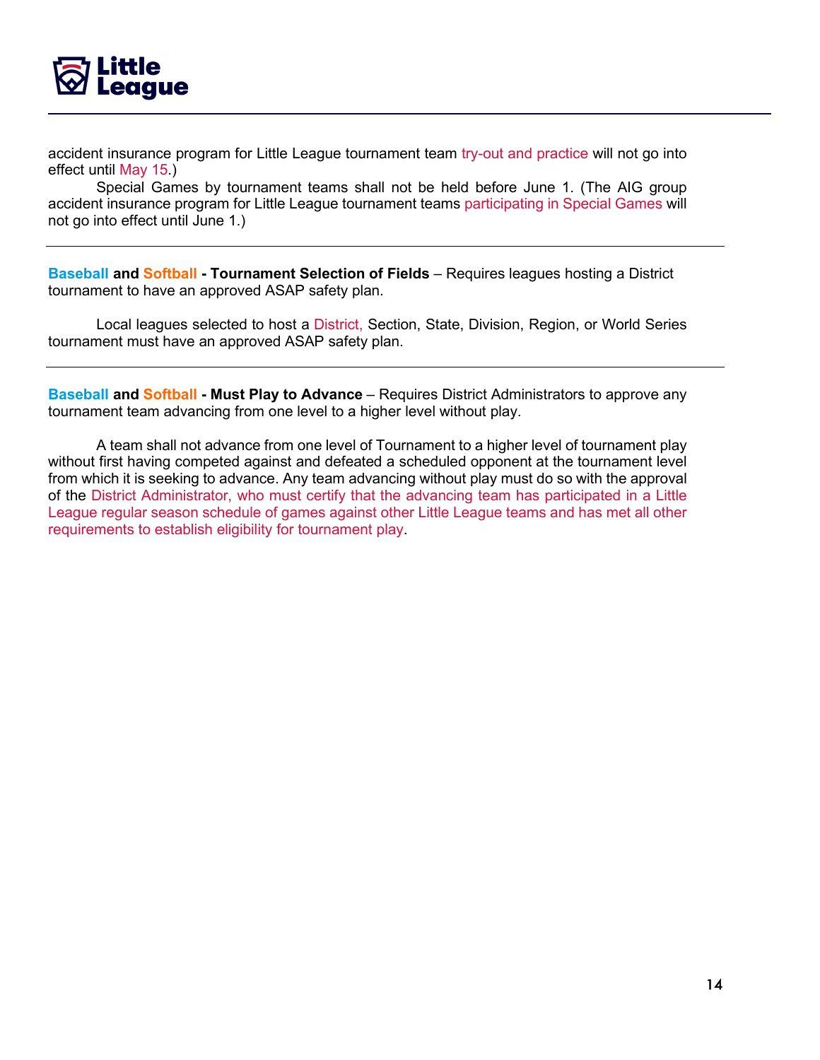accident insurance program for Little League tournament team try-out and practice will not go into effect until May 15.)

Special Games by tournament teams shall not be held before June 1. (The AIG group accident insurance program for Little League tournament teams participating in Special Games will not go into effect until June 1.)

---

**Baseball and Softball - Tournament Selection of Fields** – Requires leagues hosting a District tournament to have an approved ASAP safety plan.

Local leagues selected to host a District, Section, State, Division, Region, or World Series tournament must have an approved ASAP safety plan.

---

**Baseball and Softball - Must Play to Advance** – Requires District Administrators to approve any tournament team advancing from one level to a higher level without play.

A team shall not advance from one level of Tournament to a higher level of tournament play without first having competed against and defeated a scheduled opponent at the tournament level from which it is seeking to advance. Any team advancing without play must do so with the approval of the District Administrator, who must certify that the advancing team has participated in a Little League regular season schedule of games against other Little League teams and has met all other requirements to establish eligibility for tournament play.